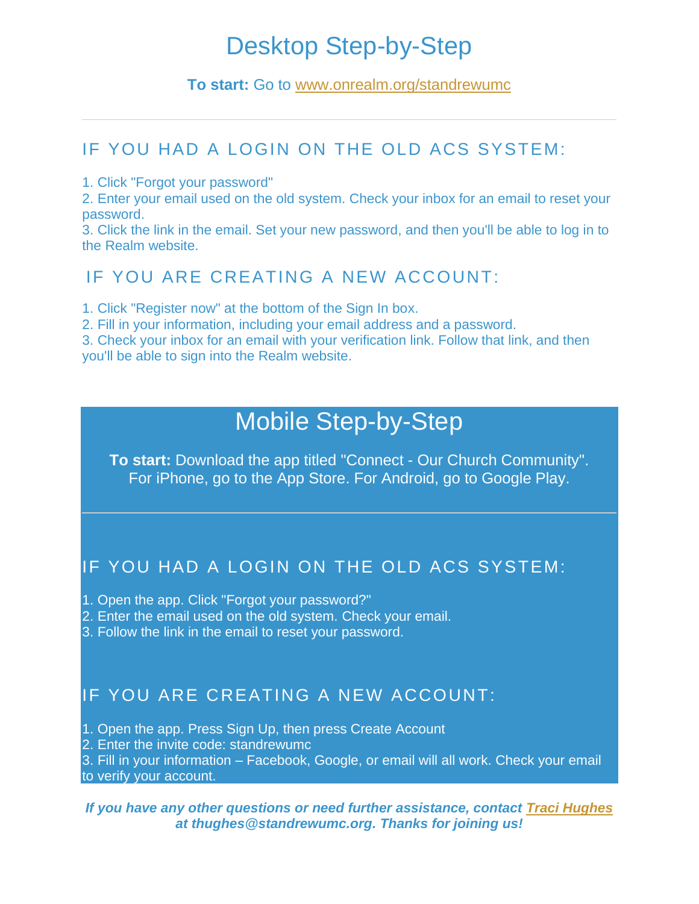# Desktop Step-by-Step

**To start:** Go to [www.onrealm.org/standrewumc](www.onrealm.org/standrewumc)

---

## IF YOU HAD A LOGIN ON THE OLD ACS SYSTEM:

1. Click "Forgot your password"
2. Enter your email used on the old system. Check your inbox for an email to reset your password.
3. Click the link in the email. Set your new password, and then you'll be able to log in to the Realm website.

## IF YOU ARE CREATING A NEW ACCOUNT:

1. Click "Register now" at the bottom of the Sign In box.
2. Fill in your information, including your email address and a password.
3. Check your inbox for an email with your verification link. Follow that link, and then you'll be able to sign into the Realm website.

# Mobile Step-by-Step

**To start:** Download the app titled "Connect - Our Church Community". For iPhone, go to the App Store. For Android, go to Google Play.

---

## IF YOU HAD A LOGIN ON THE OLD ACS SYSTEM:

1. Open the app. Click "Forgot your password?"
2. Enter the email used on the old system. Check your email.
3. Follow the link in the email to reset your password.

## IF YOU ARE CREATING A NEW ACCOUNT:

1. Open the app. Press Sign Up, then press Create Account
2. Enter the invite code: standrewumc
3. Fill in your information – Facebook, Google, or email will all work. Check your email to verify your account.

***If you have any other questions or need further assistance, contact [Traci Hughes](mailto:thughes@standrewumc.org) at thughes@standrewumc.org. Thanks for joining us!***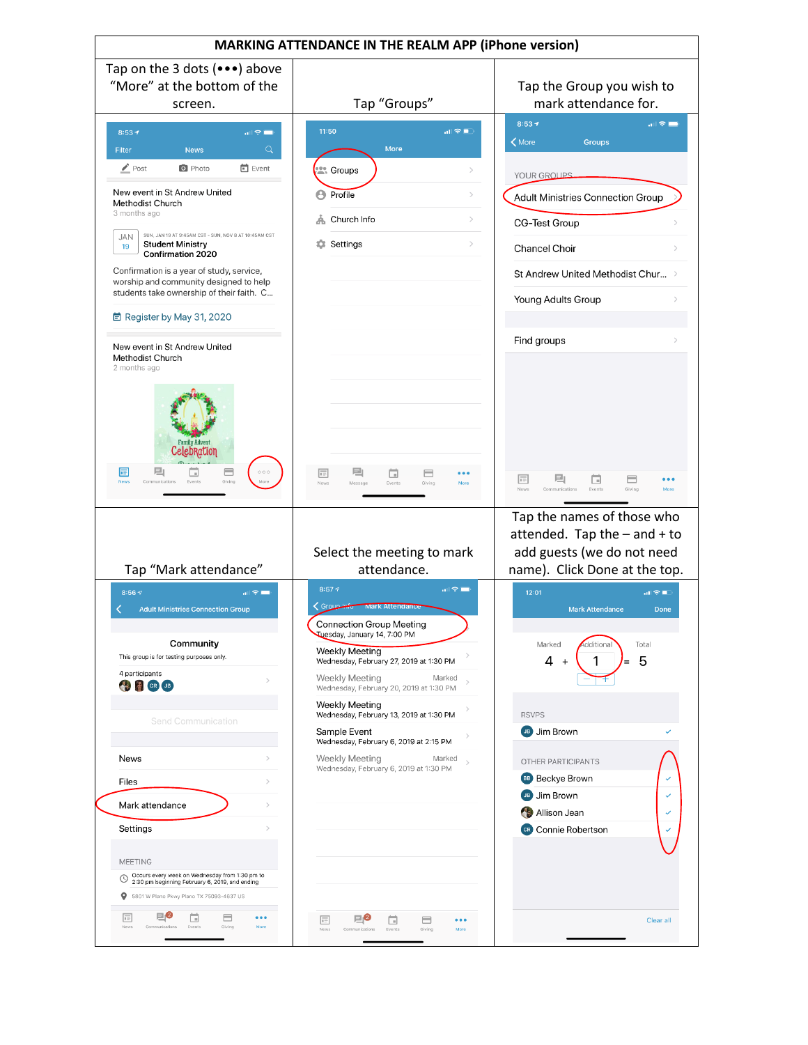# MARKING ATTENDANCE IN THE REALM APP (iPhone version)

| | | |
|---|---|---|
| Tap on the 3 dots (•••) above "More" at the bottom of the screen. | Tap "Groups" | Tap the Group you wish to mark attendance for. |
| Tap "Mark attendance" | Select the meeting to mark attendance. | Tap the names of those who attended. Tap the – and + to add guests (we do not need name). Click Done at the top. |